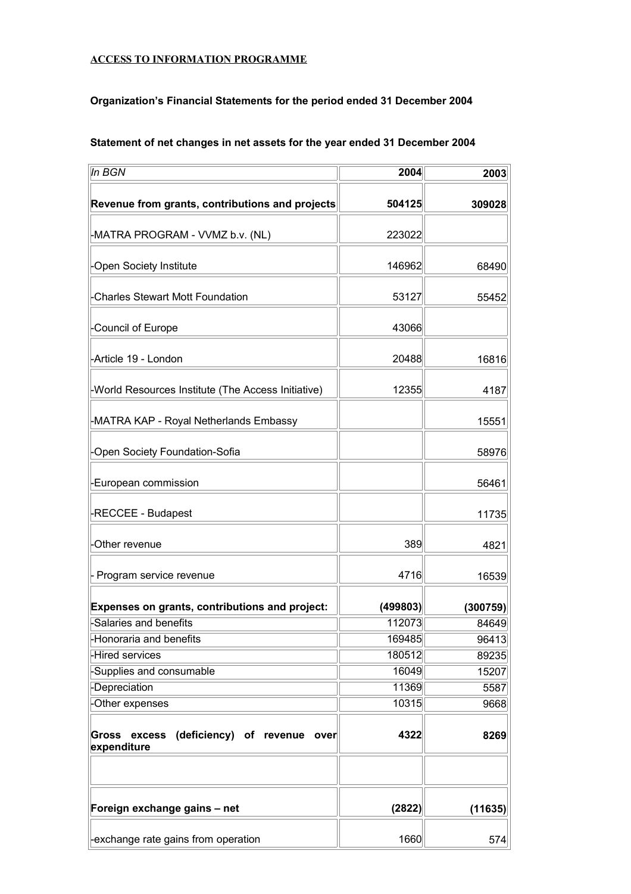**ACCESS TO INFORMATION PROGRAMME**

**Organization's Financial Statements for the period ended 31 December 2004**

**Statement of net changes in net assets for the year ended 31 December 2004**

| *In BGN* | **2004** | **2003** |
|---|---|---|
| **Revenue from grants, contributions and projects** | **504125** | **309028** |
| -MATRA PROGRAM - VVMZ b.v. (NL) | 223022 | |
| -Open Society Institute | 146962 | 68490 |
| -Charles Stewart Mott Foundation | 53127 | 55452 |
| -Council of Europe | 43066 | |
| -Article 19 - London | 20488 | 16816 |
| -World Resources Institute (The Access Initiative) | 12355 | 4187 |
| -MATRA KAP - Royal Netherlands Embassy | | 15551 |
| -Open Society Foundation-Sofia | | 58976 |
| -European commission | | 56461 |
| -RECCEE - Budapest | | 11735 |
| -Other revenue | 389 | 4821 |
| - Program service revenue | 4716 | 16539 |
| **Expenses on grants, contributions and project:** | **(499803)** | **(300759)** |
| -Salaries and benefits | 112073 | 84649 |
| -Honoraria and benefits | 169485 | 96413 |
| -Hired services | 180512 | 89235 |
| -Supplies and consumable | 16049 | 15207 |
| -Depreciation | 11369 | 5587 |
| -Other expenses | 10315 | 9668 |
| **Gross excess (deficiency) of revenue over expenditure** | **4322** | **8269** |
| | | |
| **Foreign exchange gains – net** | **(2822)** | **(11635)** |
| -exchange rate gains from operation | 1660 | 574 |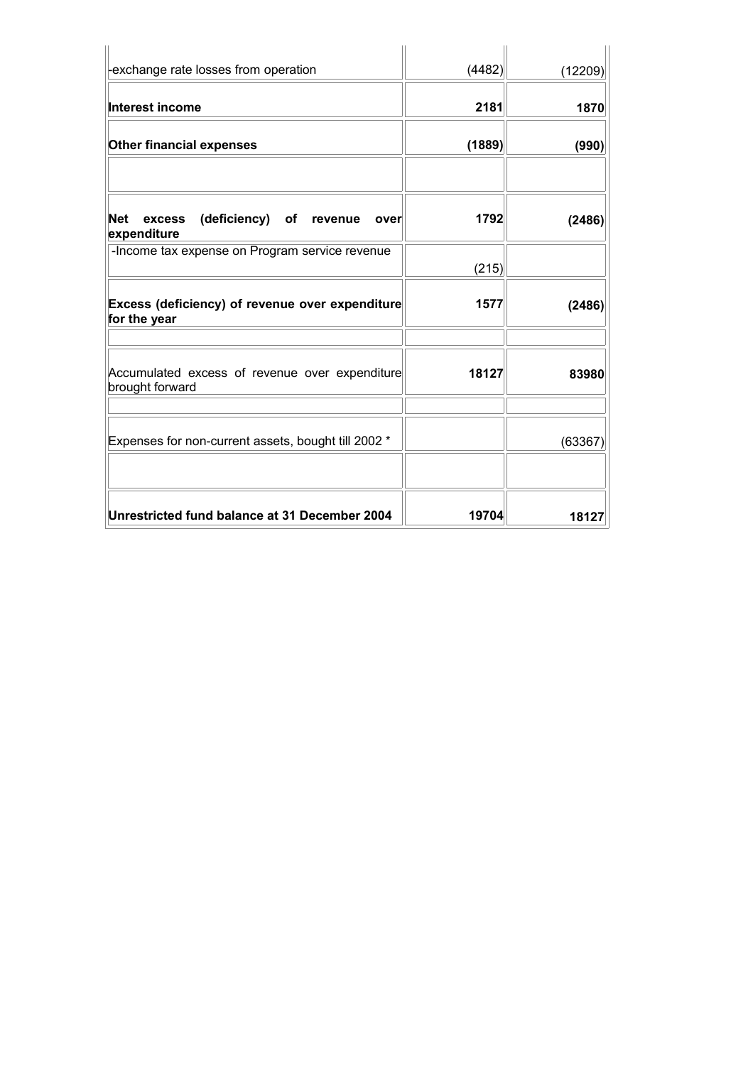| | | |
|---|---|---|
| -exchange rate losses from operation | (4482) | (12209) |
| **Interest income** | **2181** | **1870** |
| **Other financial expenses** | **(1889)** | **(990)** |
| | | |
| **Net excess (deficiency) of revenue over expenditure** | **1792** | **(2486)** |
| -Income tax expense on Program service revenue | (215) | |
| **Excess (deficiency) of revenue over expenditure for the year** | **1577** | **(2486)** |
| | | |
| Accumulated excess of revenue over expenditure brought forward | **18127** | **83980** |
| | | |
| Expenses for non-current assets, bought till 2002 * | | (63367) |
| | | |
| **Unrestricted fund balance at 31 December 2004** | **19704** | **18127** |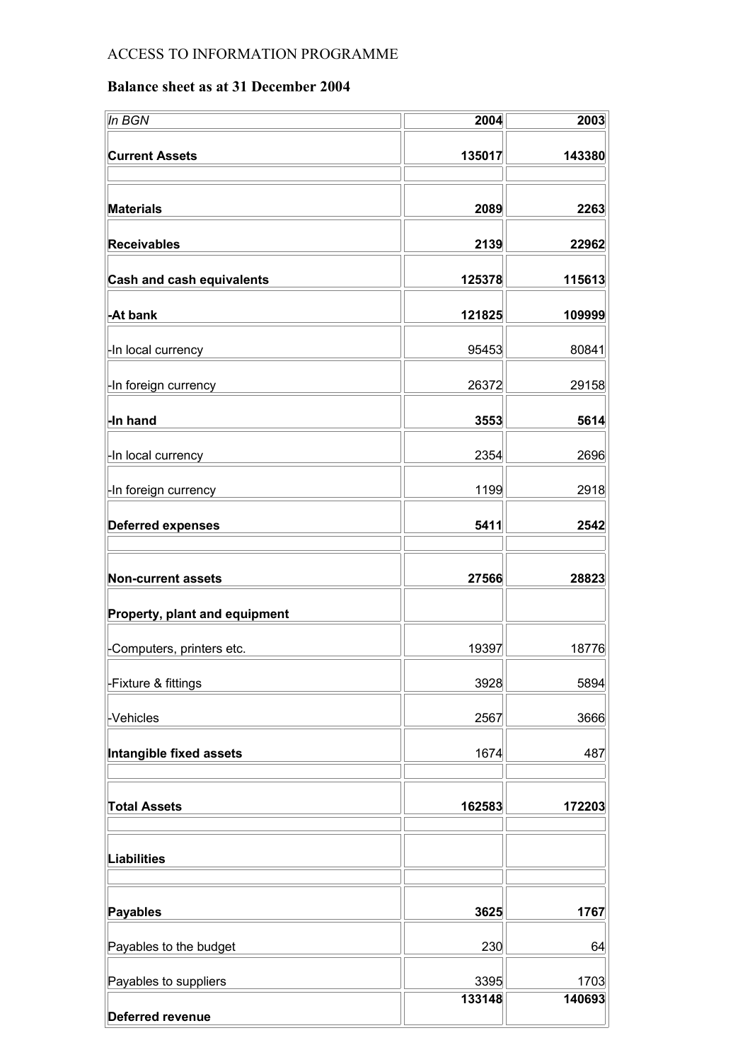ACCESS TO INFORMATION PROGRAMME

## Balance sheet as at 31 December 2004

| *In BGN* | 2004 | 2003 |
|---|---|---|
| **Current Assets** | **135017** | **143380** |
| | | |
| **Materials** | **2089** | **2263** |
| **Receivables** | **2139** | **22962** |
| **Cash and cash equivalents** | **125378** | **115613** |
| **-At bank** | **121825** | **109999** |
| -In local currency | 95453 | 80841 |
| -In foreign currency | 26372 | 29158 |
| **-In hand** | **3553** | **5614** |
| -In local currency | 2354 | 2696 |
| -In foreign currency | 1199 | 2918 |
| **Deferred expenses** | **5411** | **2542** |
| | | |
| **Non-current assets** | **27566** | **28823** |
| **Property, plant and equipment** | | |
| -Computers, printers etc. | 19397 | 18776 |
| -Fixture & fittings | 3928 | 5894 |
| -Vehicles | 2567 | 3666 |
| **Intangible fixed assets** | 1674 | 487 |
| | | |
| **Total Assets** | **162583** | **172203** |
| | | |
| **Liabilities** | | |
| | | |
| **Payables** | **3625** | **1767** |
| Payables to the budget | 230 | 64 |
| Payables to suppliers | 3395 | 1703 |
| **Deferred revenue** | **133148** | **140693** |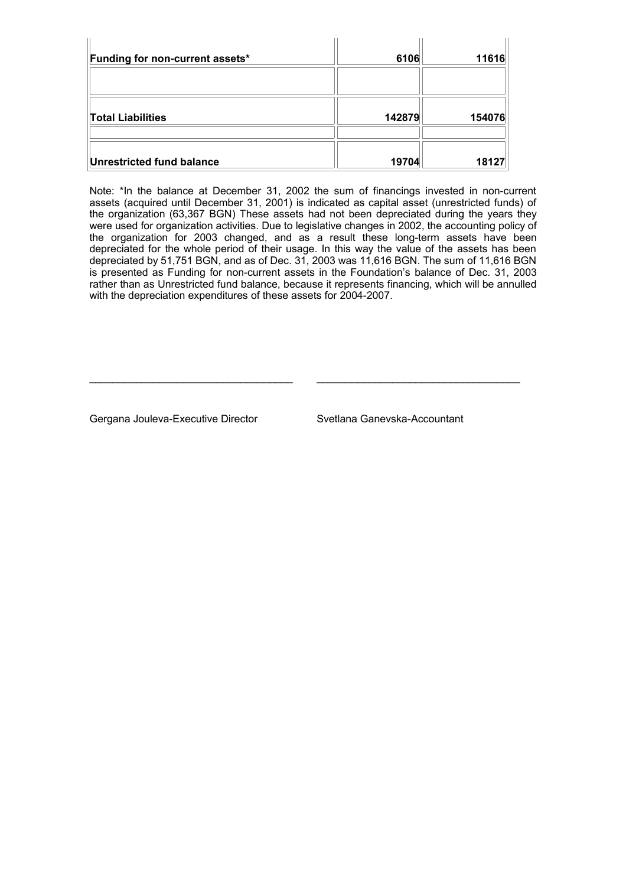| | | |
|---|---|---|
| **Funding for non-current assets*** | **6106** | **11616** |
| | | |
| **Total Liabilities** | **142879** | **154076** |
| | | |
| **Unrestricted fund balance** | **19704** | **18127** |

Note: *In the balance at December 31, 2002 the sum of financings invested in non-current assets (acquired until December 31, 2001) is indicated as capital asset (unrestricted funds) of the organization (63,367 BGN) These assets had not been depreciated during the years they were used for organization activities. Due to legislative changes in 2002, the accounting policy of the organization for 2003 changed, and as a result these long-term assets have been depreciated for the whole period of their usage. In this way the value of the assets has been depreciated by 51,751 BGN, and as of Dec. 31, 2003 was 11,616 BGN. The sum of 11,616 BGN is presented as Funding for non-current assets in the Foundation's balance of Dec. 31, 2003 rather than as Unrestricted fund balance, because it represents financing, which will be annulled with the depreciation expenditures of these assets for 2004-2007.

\_\_\_\_\_\_\_\_\_\_\_\_\_\_\_\_\_\_\_\_\_\_\_\_\_\_\_\_\_\_\_\_\_\_ \_\_\_\_\_\_\_\_\_\_\_\_\_\_\_\_\_\_\_\_\_\_\_\_\_\_\_\_\_\_\_\_\_\_

Gergana Jouleva-Executive Director Svetlana Ganevska-Accountant